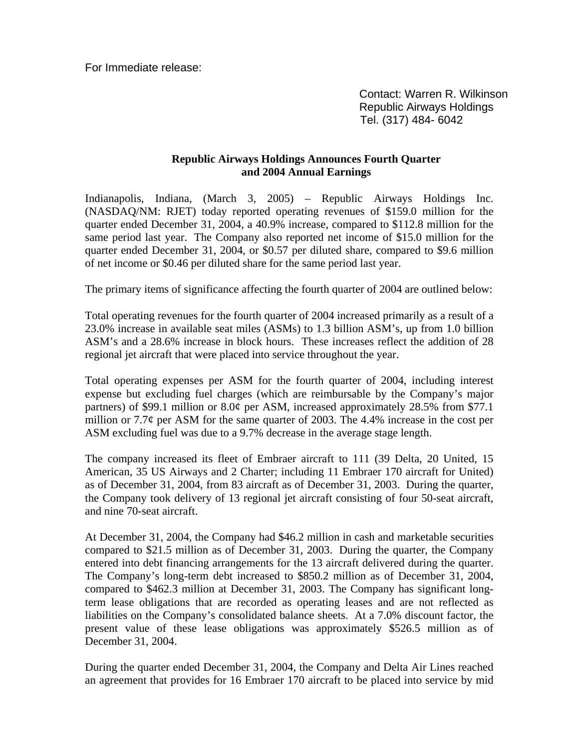For Immediate release:

Contact: Warren R. Wilkinson
Republic Airways Holdings
Tel. (317) 484- 6042

**Republic Airways Holdings Announces Fourth Quarter and 2004 Annual Earnings**

Indianapolis, Indiana, (March 3, 2005) – Republic Airways Holdings Inc. (NASDAQ/NM: RJET) today reported operating revenues of $159.0 million for the quarter ended December 31, 2004, a 40.9% increase, compared to $112.8 million for the same period last year. The Company also reported net income of $15.0 million for the quarter ended December 31, 2004, or $0.57 per diluted share, compared to $9.6 million of net income or $0.46 per diluted share for the same period last year.

The primary items of significance affecting the fourth quarter of 2004 are outlined below:

Total operating revenues for the fourth quarter of 2004 increased primarily as a result of a 23.0% increase in available seat miles (ASMs) to 1.3 billion ASM's, up from 1.0 billion ASM's and a 28.6% increase in block hours. These increases reflect the addition of 28 regional jet aircraft that were placed into service throughout the year.

Total operating expenses per ASM for the fourth quarter of 2004, including interest expense but excluding fuel charges (which are reimbursable by the Company's major partners) of $99.1 million or 8.0¢ per ASM, increased approximately 28.5% from $77.1 million or 7.7¢ per ASM for the same quarter of 2003. The 4.4% increase in the cost per ASM excluding fuel was due to a 9.7% decrease in the average stage length.

The company increased its fleet of Embraer aircraft to 111 (39 Delta, 20 United, 15 American, 35 US Airways and 2 Charter; including 11 Embraer 170 aircraft for United) as of December 31, 2004, from 83 aircraft as of December 31, 2003. During the quarter, the Company took delivery of 13 regional jet aircraft consisting of four 50-seat aircraft, and nine 70-seat aircraft.

At December 31, 2004, the Company had $46.2 million in cash and marketable securities compared to $21.5 million as of December 31, 2003. During the quarter, the Company entered into debt financing arrangements for the 13 aircraft delivered during the quarter. The Company's long-term debt increased to $850.2 million as of December 31, 2004, compared to $462.3 million at December 31, 2003. The Company has significant long-term lease obligations that are recorded as operating leases and are not reflected as liabilities on the Company's consolidated balance sheets. At a 7.0% discount factor, the present value of these lease obligations was approximately $526.5 million as of December 31, 2004.

During the quarter ended December 31, 2004, the Company and Delta Air Lines reached an agreement that provides for 16 Embraer 170 aircraft to be placed into service by mid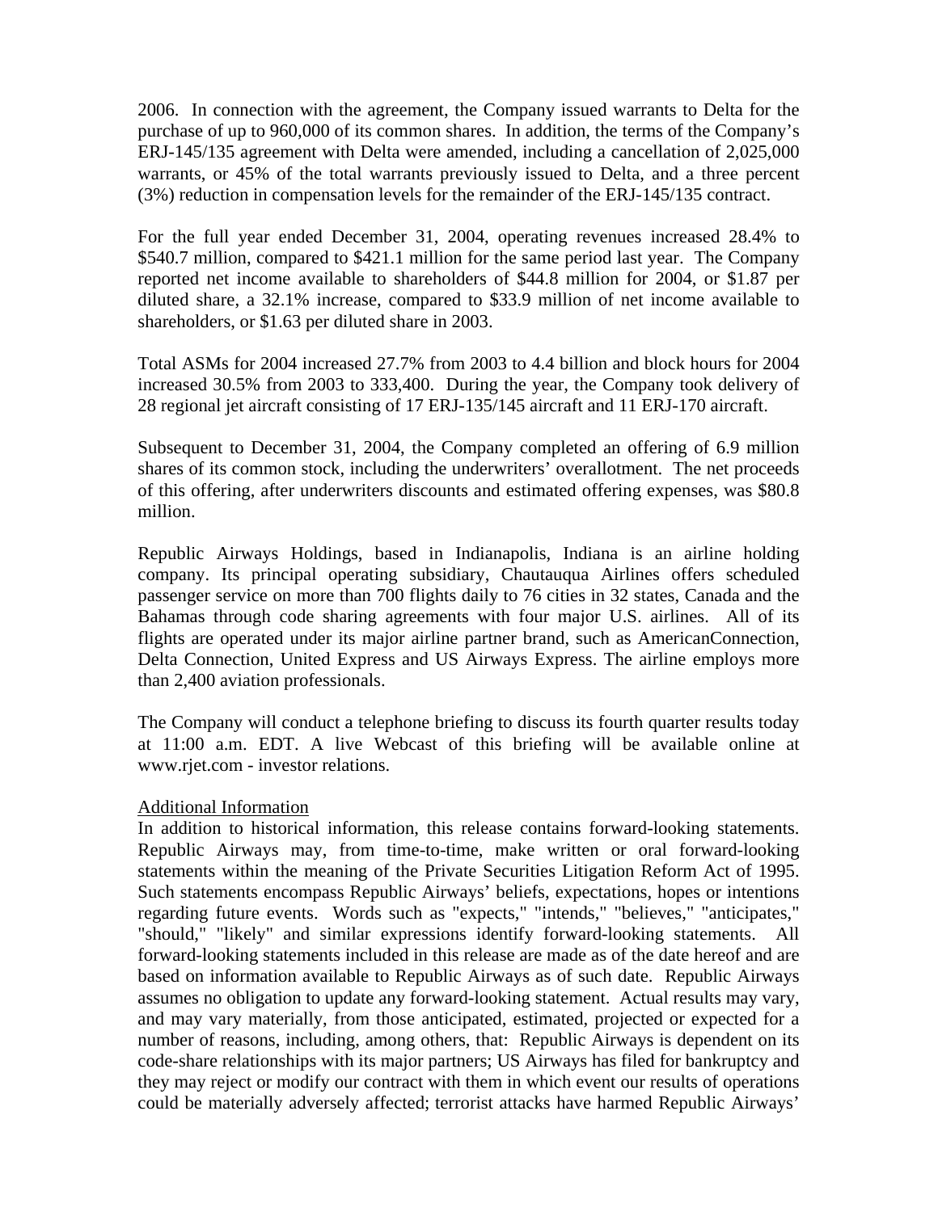2006. In connection with the agreement, the Company issued warrants to Delta for the purchase of up to 960,000 of its common shares. In addition, the terms of the Company's ERJ-145/135 agreement with Delta were amended, including a cancellation of 2,025,000 warrants, or 45% of the total warrants previously issued to Delta, and a three percent (3%) reduction in compensation levels for the remainder of the ERJ-145/135 contract.

For the full year ended December 31, 2004, operating revenues increased 28.4% to \$540.7 million, compared to \$421.1 million for the same period last year. The Company reported net income available to shareholders of \$44.8 million for 2004, or \$1.87 per diluted share, a 32.1% increase, compared to \$33.9 million of net income available to shareholders, or \$1.63 per diluted share in 2003.

Total ASMs for 2004 increased 27.7% from 2003 to 4.4 billion and block hours for 2004 increased 30.5% from 2003 to 333,400. During the year, the Company took delivery of 28 regional jet aircraft consisting of 17 ERJ-135/145 aircraft and 11 ERJ-170 aircraft.

Subsequent to December 31, 2004, the Company completed an offering of 6.9 million shares of its common stock, including the underwriters' overallotment. The net proceeds of this offering, after underwriters discounts and estimated offering expenses, was \$80.8 million.

Republic Airways Holdings, based in Indianapolis, Indiana is an airline holding company. Its principal operating subsidiary, Chautauqua Airlines offers scheduled passenger service on more than 700 flights daily to 76 cities in 32 states, Canada and the Bahamas through code sharing agreements with four major U.S. airlines. All of its flights are operated under its major airline partner brand, such as AmericanConnection, Delta Connection, United Express and US Airways Express. The airline employs more than 2,400 aviation professionals.

The Company will conduct a telephone briefing to discuss its fourth quarter results today at 11:00 a.m. EDT. A live Webcast of this briefing will be available online at www.rjet.com - investor relations.

<u>Additional Information</u>

In addition to historical information, this release contains forward-looking statements. Republic Airways may, from time-to-time, make written or oral forward-looking statements within the meaning of the Private Securities Litigation Reform Act of 1995. Such statements encompass Republic Airways' beliefs, expectations, hopes or intentions regarding future events. Words such as "expects," "intends," "believes," "anticipates," "should," "likely" and similar expressions identify forward-looking statements. All forward-looking statements included in this release are made as of the date hereof and are based on information available to Republic Airways as of such date. Republic Airways assumes no obligation to update any forward-looking statement. Actual results may vary, and may vary materially, from those anticipated, estimated, projected or expected for a number of reasons, including, among others, that: Republic Airways is dependent on its code-share relationships with its major partners; US Airways has filed for bankruptcy and they may reject or modify our contract with them in which event our results of operations could be materially adversely affected; terrorist attacks have harmed Republic Airways'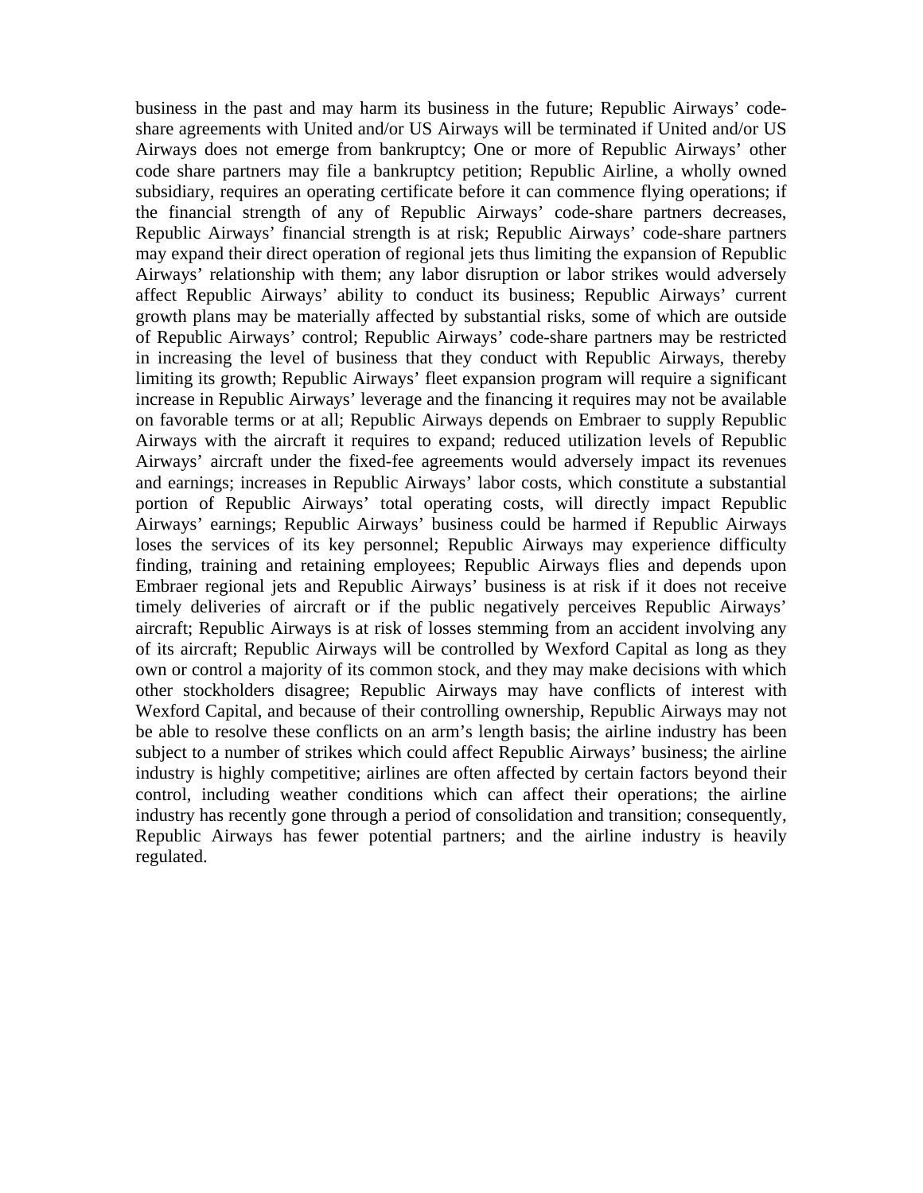business in the past and may harm its business in the future; Republic Airways' code-share agreements with United and/or US Airways will be terminated if United and/or US Airways does not emerge from bankruptcy; One or more of Republic Airways' other code share partners may file a bankruptcy petition; Republic Airline, a wholly owned subsidiary, requires an operating certificate before it can commence flying operations; if the financial strength of any of Republic Airways' code-share partners decreases, Republic Airways' financial strength is at risk; Republic Airways' code-share partners may expand their direct operation of regional jets thus limiting the expansion of Republic Airways' relationship with them; any labor disruption or labor strikes would adversely affect Republic Airways' ability to conduct its business; Republic Airways' current growth plans may be materially affected by substantial risks, some of which are outside of Republic Airways' control; Republic Airways' code-share partners may be restricted in increasing the level of business that they conduct with Republic Airways, thereby limiting its growth; Republic Airways' fleet expansion program will require a significant increase in Republic Airways' leverage and the financing it requires may not be available on favorable terms or at all; Republic Airways depends on Embraer to supply Republic Airways with the aircraft it requires to expand; reduced utilization levels of Republic Airways' aircraft under the fixed-fee agreements would adversely impact its revenues and earnings; increases in Republic Airways' labor costs, which constitute a substantial portion of Republic Airways' total operating costs, will directly impact Republic Airways' earnings; Republic Airways' business could be harmed if Republic Airways loses the services of its key personnel; Republic Airways may experience difficulty finding, training and retaining employees; Republic Airways flies and depends upon Embraer regional jets and Republic Airways' business is at risk if it does not receive timely deliveries of aircraft or if the public negatively perceives Republic Airways' aircraft; Republic Airways is at risk of losses stemming from an accident involving any of its aircraft; Republic Airways will be controlled by Wexford Capital as long as they own or control a majority of its common stock, and they may make decisions with which other stockholders disagree; Republic Airways may have conflicts of interest with Wexford Capital, and because of their controlling ownership, Republic Airways may not be able to resolve these conflicts on an arm's length basis; the airline industry has been subject to a number of strikes which could affect Republic Airways' business; the airline industry is highly competitive; airlines are often affected by certain factors beyond their control, including weather conditions which can affect their operations; the airline industry has recently gone through a period of consolidation and transition; consequently, Republic Airways has fewer potential partners; and the airline industry is heavily regulated.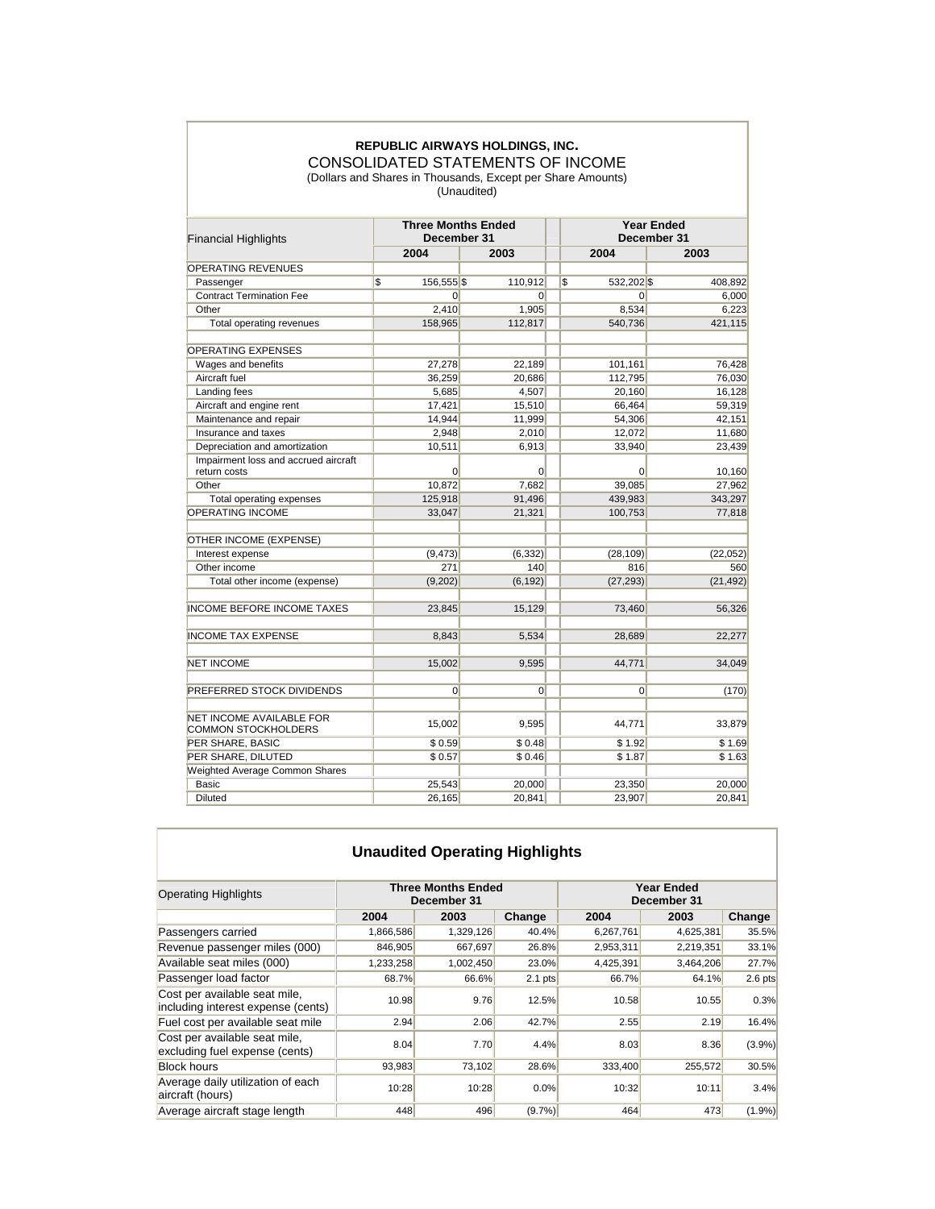**REPUBLIC AIRWAYS HOLDINGS, INC.**
CONSOLIDATED STATEMENTS OF INCOME
(Dollars and Shares in Thousands, Except per Share Amounts)
(Unaudited)

| Financial Highlights | Three Months Ended December 31 | | Year Ended December 31 | |
|---|---|---|---|---|
| | 2004 | 2003 | 2004 | 2003 |
| OPERATING REVENUES | | | | |
| Passenger | $ 156,555 | $ 110,912 | $ 532,202 | $ 408,892 |
| Contract Termination Fee | 0 | 0 | 0 | 6,000 |
| Other | 2,410 | 1,905 | 8,534 | 6,223 |
| Total operating revenues | 158,965 | 112,817 | 540,736 | 421,115 |
| OPERATING EXPENSES | | | | |
| Wages and benefits | 27,278 | 22,189 | 101,161 | 76,428 |
| Aircraft fuel | 36,259 | 20,686 | 112,795 | 76,030 |
| Landing fees | 5,685 | 4,507 | 20,160 | 16,128 |
| Aircraft and engine rent | 17,421 | 15,510 | 66,464 | 59,319 |
| Maintenance and repair | 14,944 | 11,999 | 54,306 | 42,151 |
| Insurance and taxes | 2,948 | 2,010 | 12,072 | 11,680 |
| Depreciation and amortization | 10,511 | 6,913 | 33,940 | 23,439 |
| Impairment loss and accrued aircraft return costs | 0 | 0 | 0 | 10,160 |
| Other | 10,872 | 7,682 | 39,085 | 27,962 |
| Total operating expenses | 125,918 | 91,496 | 439,983 | 343,297 |
| OPERATING INCOME | 33,047 | 21,321 | 100,753 | 77,818 |
| OTHER INCOME (EXPENSE) | | | | |
| Interest expense | (9,473) | (6,332) | (28,109) | (22,052) |
| Other income | 271 | 140 | 816 | 560 |
| Total other income (expense) | (9,202) | (6,192) | (27,293) | (21,492) |
| INCOME BEFORE INCOME TAXES | 23,845 | 15,129 | 73,460 | 56,326 |
| INCOME TAX EXPENSE | 8,843 | 5,534 | 28,689 | 22,277 |
| NET INCOME | 15,002 | 9,595 | 44,771 | 34,049 |
| PREFERRED STOCK DIVIDENDS | 0 | 0 | 0 | (170) |
| NET INCOME AVAILABLE FOR COMMON STOCKHOLDERS | 15,002 | 9,595 | 44,771 | 33,879 |
| PER SHARE, BASIC | $ 0.59 | $ 0.48 | $ 1.92 | $ 1.69 |
| PER SHARE, DILUTED | $ 0.57 | $ 0.46 | $ 1.87 | $ 1.63 |
| Weighted Average Common Shares | | | | |
| Basic | 25,543 | 20,000 | 23,350 | 20,000 |
| Diluted | 26,165 | 20,841 | 23,907 | 20,841 |

## Unaudited Operating Highlights

| Operating Highlights | Three Months Ended December 31 | | | Year Ended December 31 | | |
|---|---|---|---|---|---|---|
| | 2004 | 2003 | Change | 2004 | 2003 | Change |
| Passengers carried | 1,866,586 | 1,329,126 | 40.4% | 6,267,761 | 4,625,381 | 35.5% |
| Revenue passenger miles (000) | 846,905 | 667,697 | 26.8% | 2,953,311 | 2,219,351 | 33.1% |
| Available seat miles (000) | 1,233,258 | 1,002,450 | 23.0% | 4,425,391 | 3,464,206 | 27.7% |
| Passenger load factor | 68.7% | 66.6% | 2.1 pts | 66.7% | 64.1% | 2.6 pts |
| Cost per available seat mile, including interest expense (cents) | 10.98 | 9.76 | 12.5% | 10.58 | 10.55 | 0.3% |
| Fuel cost per available seat mile | 2.94 | 2.06 | 42.7% | 2.55 | 2.19 | 16.4% |
| Cost per available seat mile, excluding fuel expense (cents) | 8.04 | 7.70 | 4.4% | 8.03 | 8.36 | (3.9%) |
| Block hours | 93,983 | 73,102 | 28.6% | 333,400 | 255,572 | 30.5% |
| Average daily utilization of each aircraft (hours) | 10:28 | 10:28 | 0.0% | 10:32 | 10:11 | 3.4% |
| Average aircraft stage length | 448 | 496 | (9.7%) | 464 | 473 | (1.9%) |